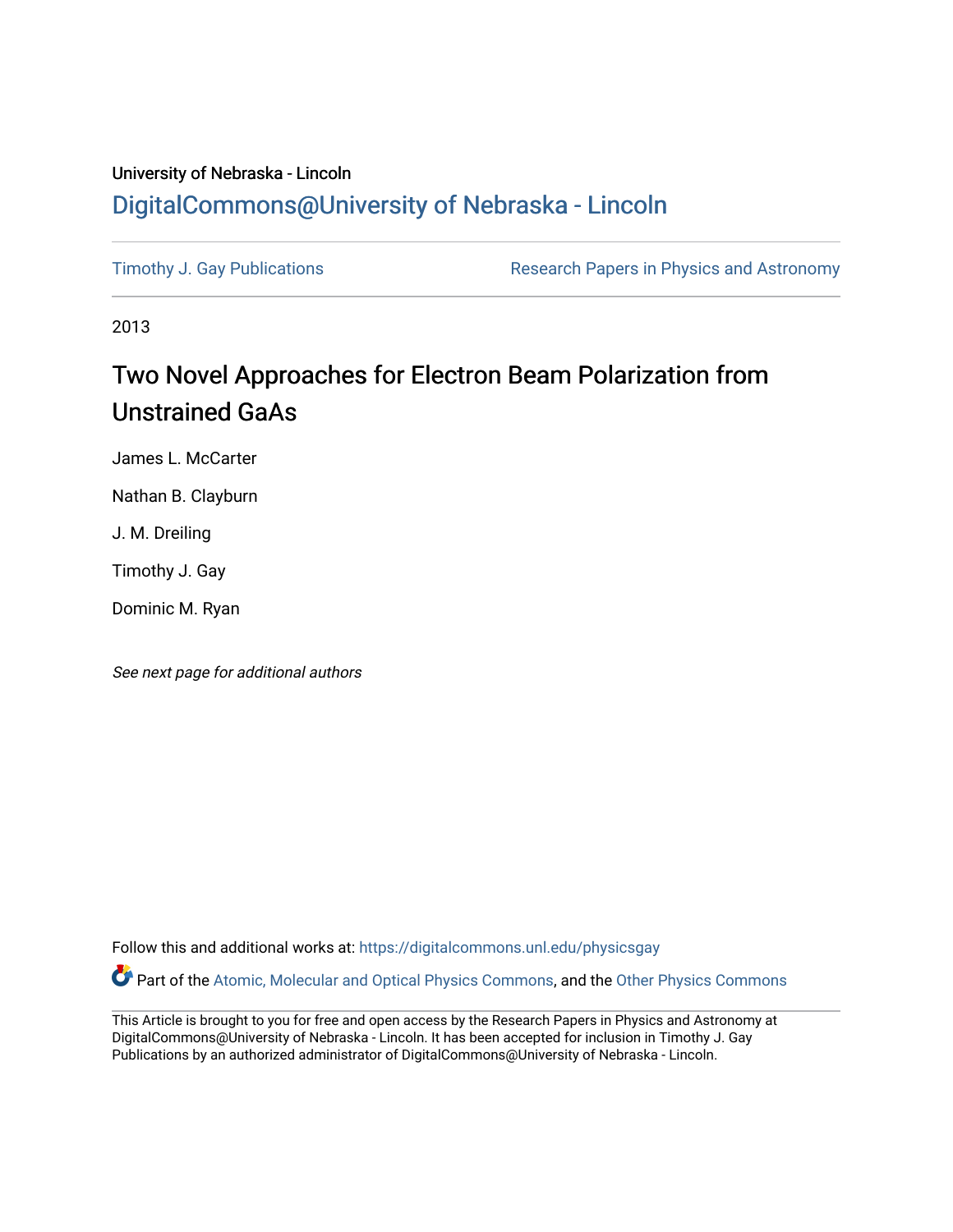University of Nebraska - Lincoln

# DigitalCommons@University of Nebraska - Lincoln

Timothy J. Gay Publications

Research Papers in Physics and Astronomy

2013

# Two Novel Approaches for Electron Beam Polarization from Unstrained GaAs

James L. McCarter

Nathan B. Clayburn

J. M. Dreiling

Timothy J. Gay

Dominic M. Ryan

*See next page for additional authors*

Follow this and additional works at: https://digitalcommons.unl.edu/physicsgay

Part of the Atomic, Molecular and Optical Physics Commons, and the Other Physics Commons

This Article is brought to you for free and open access by the Research Papers in Physics and Astronomy at DigitalCommons@University of Nebraska - Lincoln. It has been accepted for inclusion in Timothy J. Gay Publications by an authorized administrator of DigitalCommons@University of Nebraska - Lincoln.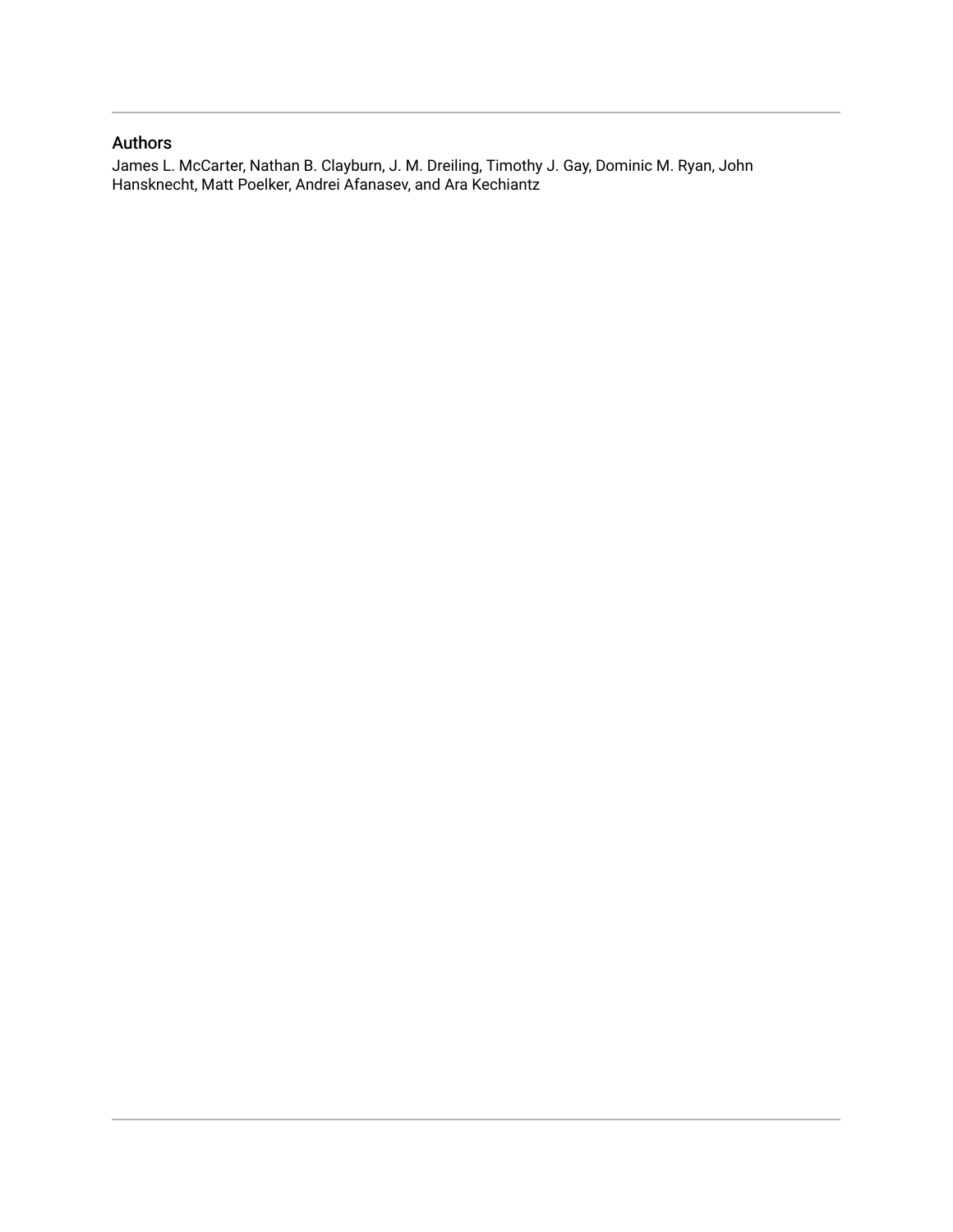## Authors

James L. McCarter, Nathan B. Clayburn, J. M. Dreiling, Timothy J. Gay, Dominic M. Ryan, John Hansknecht, Matt Poelker, Andrei Afanasev, and Ara Kechiantz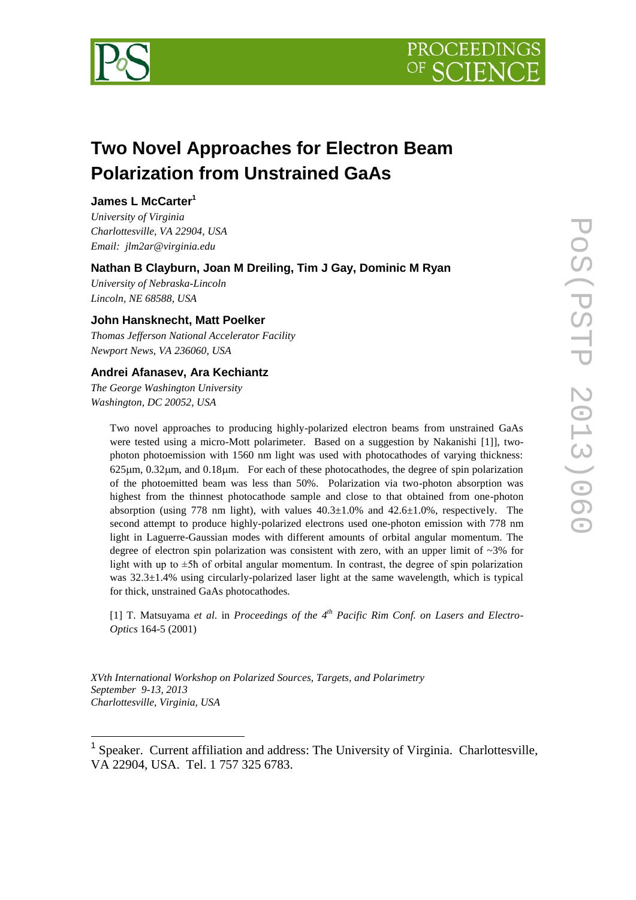# Two Novel Approaches for Electron Beam Polarization from Unstrained GaAs

**James L McCarter**[1]

*University of Virginia*
*Charlottesville, VA 22904, USA*
*Email: jlm2ar@virginia.edu*

**Nathan B Clayburn, Joan M Dreiling, Tim J Gay, Dominic M Ryan**

*University of Nebraska-Lincoln*
*Lincoln, NE 68588, USA*

**John Hansknecht, Matt Poelker**

*Thomas Jefferson National Accelerator Facility*
*Newport News, VA 236060, USA*

**Andrei Afanasev, Ara Kechiantz**

*The George Washington University*
*Washington, DC 20052, USA*

Two novel approaches to producing highly-polarized electron beams from unstrained GaAs were tested using a micro-Mott polarimeter. Based on a suggestion by Nakanishi [1]], two-photon photoemission with 1560 nm light was used with photocathodes of varying thickness: 625μm, 0.32μm, and 0.18μm. For each of these photocathodes, the degree of spin polarization of the photoemitted beam was less than 50%. Polarization via two-photon absorption was highest from the thinnest photocathode sample and close to that obtained from one-photon absorption (using 778 nm light), with values 40.3±1.0% and 42.6±1.0%, respectively. The second attempt to produce highly-polarized electrons used one-photon emission with 778 nm light in Laguerre-Gaussian modes with different amounts of orbital angular momentum. The degree of electron spin polarization was consistent with zero, with an upper limit of ~3% for light with up to ±5ħ of orbital angular momentum. In contrast, the degree of spin polarization was 32.3±1.4% using circularly-polarized laser light at the same wavelength, which is typical for thick, unstrained GaAs photocathodes.

[1] T. Matsuyama *et al.* in *Proceedings of the 4th Pacific Rim Conf. on Lasers and Electro-Optics* 164-5 (2001)

*XVth International Workshop on Polarized Sources, Targets, and Polarimetry*
*September 9-13, 2013*
*Charlottesville, Virginia, USA*

[1] Speaker. Current affiliation and address: The University of Virginia. Charlottesville, VA 22904, USA. Tel. 1 757 325 6783.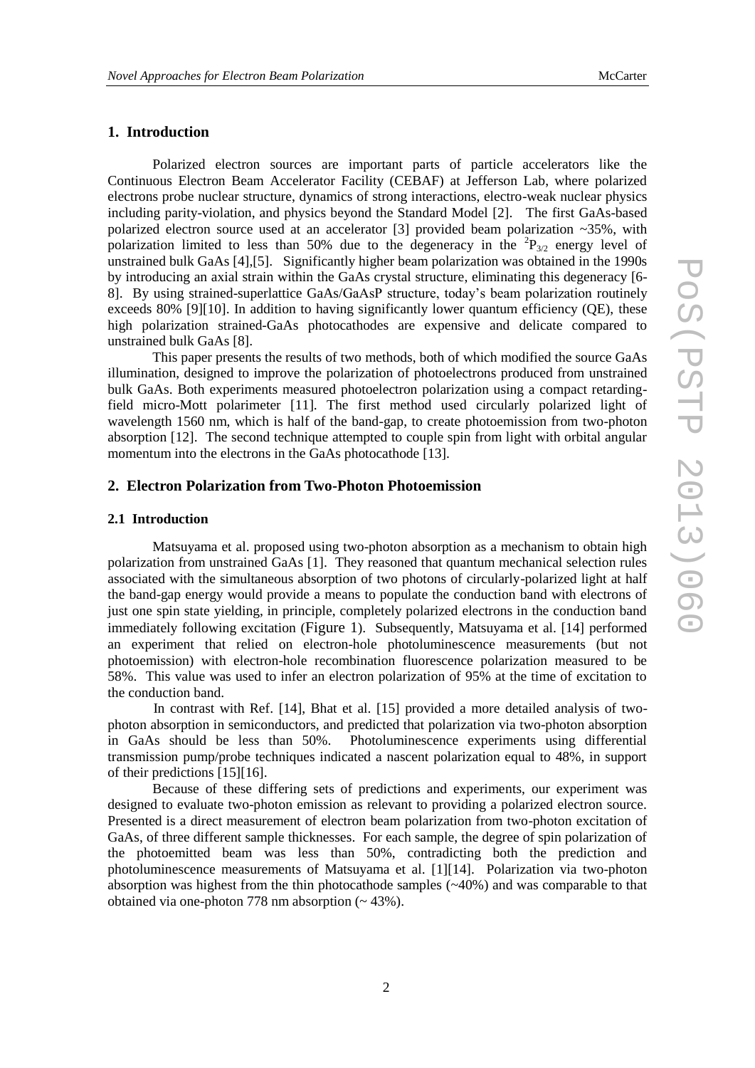## 1. Introduction

Polarized electron sources are important parts of particle accelerators like the Continuous Electron Beam Accelerator Facility (CEBAF) at Jefferson Lab, where polarized electrons probe nuclear structure, dynamics of strong interactions, electro-weak nuclear physics including parity-violation, and physics beyond the Standard Model [2]. The first GaAs-based polarized electron source used at an accelerator [3] provided beam polarization ~35%, with polarization limited to less than 50% due to the degeneracy in the $^2P_{3/2}$ energy level of unstrained bulk GaAs [4],[5]. Significantly higher beam polarization was obtained in the 1990s by introducing an axial strain within the GaAs crystal structure, eliminating this degeneracy [6-8]. By using strained-superlattice GaAs/GaAsP structure, today's beam polarization routinely exceeds 80% [9][10]. In addition to having significantly lower quantum efficiency (QE), these high polarization strained-GaAs photocathodes are expensive and delicate compared to unstrained bulk GaAs [8].

This paper presents the results of two methods, both of which modified the source GaAs illumination, designed to improve the polarization of photoelectrons produced from unstrained bulk GaAs. Both experiments measured photoelectron polarization using a compact retarding-field micro-Mott polarimeter [11]. The first method used circularly polarized light of wavelength 1560 nm, which is half of the band-gap, to create photoemission from two-photon absorption [12]. The second technique attempted to couple spin from light with orbital angular momentum into the electrons in the GaAs photocathode [13].

## 2. Electron Polarization from Two-Photon Photoemission

### 2.1 Introduction

Matsuyama et al. proposed using two-photon absorption as a mechanism to obtain high polarization from unstrained GaAs [1]. They reasoned that quantum mechanical selection rules associated with the simultaneous absorption of two photons of circularly-polarized light at half the band-gap energy would provide a means to populate the conduction band with electrons of just one spin state yielding, in principle, completely polarized electrons in the conduction band immediately following excitation (Figure 1). Subsequently, Matsuyama et al. [14] performed an experiment that relied on electron-hole photoluminescence measurements (but not photoemission) with electron-hole recombination fluorescence polarization measured to be 58%. This value was used to infer an electron polarization of 95% at the time of excitation to the conduction band.

In contrast with Ref. [14], Bhat et al. [15] provided a more detailed analysis of two-photon absorption in semiconductors, and predicted that polarization via two-photon absorption in GaAs should be less than 50%. Photoluminescence experiments using differential transmission pump/probe techniques indicated a nascent polarization equal to 48%, in support of their predictions [15][16].

Because of these differing sets of predictions and experiments, our experiment was designed to evaluate two-photon emission as relevant to providing a polarized electron source. Presented is a direct measurement of electron beam polarization from two-photon excitation of GaAs, of three different sample thicknesses. For each sample, the degree of spin polarization of the photoemitted beam was less than 50%, contradicting both the prediction and photoluminescence measurements of Matsuyama et al. [1][14]. Polarization via two-photon absorption was highest from the thin photocathode samples (~40%) and was comparable to that obtained via one-photon 778 nm absorption (~ 43%).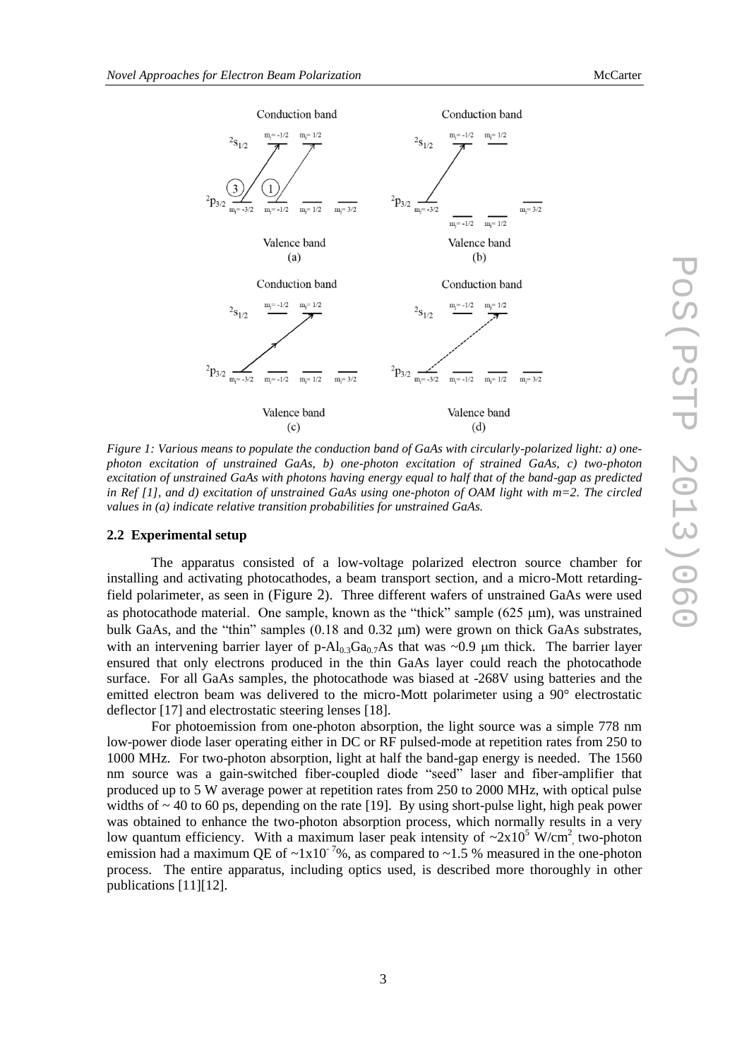*Figure 1: Various means to populate the conduction band of GaAs with circularly-polarized light: a) one-photon excitation of unstrained GaAs, b) one-photon excitation of strained GaAs, c) two-photon excitation of unstrained GaAs with photons having energy equal to half that of the band-gap as predicted in Ref [1], and d) excitation of unstrained GaAs using one-photon of OAM light with m=2. The circled values in (a) indicate relative transition probabilities for unstrained GaAs.*

### 2.2 Experimental setup

The apparatus consisted of a low-voltage polarized electron source chamber for installing and activating photocathodes, a beam transport section, and a micro-Mott retarding-field polarimeter, as seen in (Figure 2). Three different wafers of unstrained GaAs were used as photocathode material. One sample, known as the "thick" sample (625 μm), was unstrained bulk GaAs, and the "thin" samples (0.18 and 0.32 μm) were grown on thick GaAs substrates, with an intervening barrier layer of p-$Al_{0.3}Ga_{0.7}As$ that was ~0.9 μm thick. The barrier layer ensured that only electrons produced in the thin GaAs layer could reach the photocathode surface. For all GaAs samples, the photocathode was biased at -268V using batteries and the emitted electron beam was delivered to the micro-Mott polarimeter using a 90° electrostatic deflector [17] and electrostatic steering lenses [18].

For photoemission from one-photon absorption, the light source was a simple 778 nm low-power diode laser operating either in DC or RF pulsed-mode at repetition rates from 250 to 1000 MHz. For two-photon absorption, light at half the band-gap energy is needed. The 1560 nm source was a gain-switched fiber-coupled diode "seed" laser and fiber-amplifier that produced up to 5 W average power at repetition rates from 250 to 2000 MHz, with optical pulse widths of ~ 40 to 60 ps, depending on the rate [19]. By using short-pulse light, high peak power was obtained to enhance the two-photon absorption process, which normally results in a very low quantum efficiency. With a maximum laser peak intensity of $\sim 2\times10^{5}$ W/cm$^2$, two-photon emission had a maximum QE of $\sim 1\times10^{-7}$%, as compared to ~1.5 % measured in the one-photon process. The entire apparatus, including optics used, is described more thoroughly in other publications [11][12].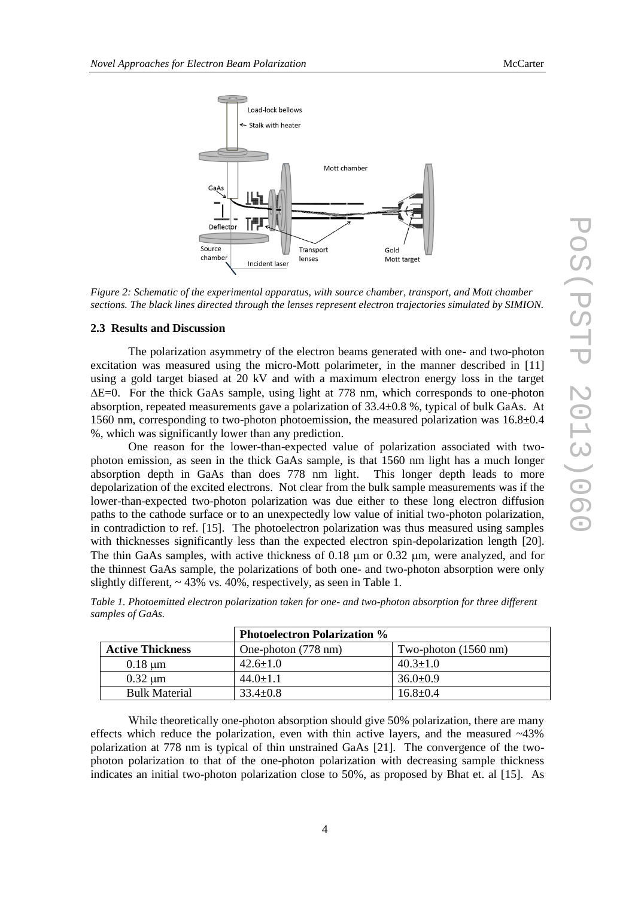*Figure 2: Schematic of the experimental apparatus, with source chamber, transport, and Mott chamber sections. The black lines directed through the lenses represent electron trajectories simulated by SIMION.*

### 2.3 Results and Discussion

The polarization asymmetry of the electron beams generated with one- and two-photon excitation was measured using the micro-Mott polarimeter, in the manner described in [11] using a gold target biased at 20 kV and with a maximum electron energy loss in the target $\Delta E=0$. For the thick GaAs sample, using light at 778 nm, which corresponds to one-photon absorption, repeated measurements gave a polarization of 33.4±0.8 %, typical of bulk GaAs. At 1560 nm, corresponding to two-photon photoemission, the measured polarization was 16.8±0.4 %, which was significantly lower than any prediction.

One reason for the lower-than-expected value of polarization associated with two-photon emission, as seen in the thick GaAs sample, is that 1560 nm light has a much longer absorption depth in GaAs than does 778 nm light. This longer depth leads to more depolarization of the excited electrons. Not clear from the bulk sample measurements was if the lower-than-expected two-photon polarization was due either to these long electron diffusion paths to the cathode surface or to an unexpectedly low value of initial two-photon polarization, in contradiction to ref. [15]. The photoelectron polarization was thus measured using samples with thicknesses significantly less than the expected electron spin-depolarization length [20]. The thin GaAs samples, with active thickness of 0.18 μm or 0.32 μm, were analyzed, and for the thinnest GaAs sample, the polarizations of both one- and two-photon absorption were only slightly different, ~ 43% vs. 40%, respectively, as seen in Table 1.

*Table 1. Photoemitted electron polarization taken for one- and two-photon absorption for three different samples of GaAs.*

| | **Photoelectron Polarization %** | |
|---|---|---|
| **Active Thickness** | One-photon (778 nm) | Two-photon (1560 nm) |
| 0.18 μm | 42.6±1.0 | 40.3±1.0 |
| 0.32 μm | 44.0±1.1 | 36.0±0.9 |
| Bulk Material | 33.4±0.8 | 16.8±0.4 |

While theoretically one-photon absorption should give 50% polarization, there are many effects which reduce the polarization, even with thin active layers, and the measured ~43% polarization at 778 nm is typical of thin unstrained GaAs [21]. The convergence of the two-photon polarization to that of the one-photon polarization with decreasing sample thickness indicates an initial two-photon polarization close to 50%, as proposed by Bhat et. al [15]. As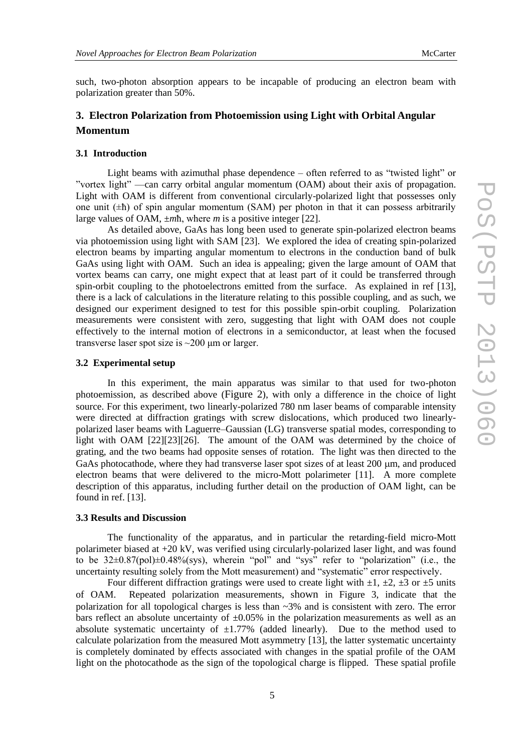such, two-photon absorption appears to be incapable of producing an electron beam with polarization greater than 50%.

## 3. Electron Polarization from Photoemission using Light with Orbital Angular Momentum

### 3.1 Introduction

Light beams with azimuthal phase dependence – often referred to as "twisted light" or "vortex light" —can carry orbital angular momentum (OAM) about their axis of propagation. Light with OAM is different from conventional circularly-polarized light that possesses only one unit ($\pm\hbar$) of spin angular momentum (SAM) per photon in that it can possess arbitrarily large values of OAM, $\pm m\hbar$, where $m$ is a positive integer [22].

As detailed above, GaAs has long been used to generate spin-polarized electron beams via photoemission using light with SAM [23]. We explored the idea of creating spin-polarized electron beams by imparting angular momentum to electrons in the conduction band of bulk GaAs using light with OAM. Such an idea is appealing; given the large amount of OAM that vortex beams can carry, one might expect that at least part of it could be transferred through spin-orbit coupling to the photoelectrons emitted from the surface. As explained in ref [13], there is a lack of calculations in the literature relating to this possible coupling, and as such, we designed our experiment designed to test for this possible spin-orbit coupling. Polarization measurements were consistent with zero, suggesting that light with OAM does not couple effectively to the internal motion of electrons in a semiconductor, at least when the focused transverse laser spot size is ~200 μm or larger.

### 3.2 Experimental setup

In this experiment, the main apparatus was similar to that used for two-photon photoemission, as described above (Figure 2), with only a difference in the choice of light source. For this experiment, two linearly-polarized 780 nm laser beams of comparable intensity were directed at diffraction gratings with screw dislocations, which produced two linearly-polarized laser beams with Laguerre–Gaussian (LG) transverse spatial modes, corresponding to light with OAM [22][23][26]. The amount of the OAM was determined by the choice of grating, and the two beams had opposite senses of rotation. The light was then directed to the GaAs photocathode, where they had transverse laser spot sizes of at least 200 μm, and produced electron beams that were delivered to the micro-Mott polarimeter [11]. A more complete description of this apparatus, including further detail on the production of OAM light, can be found in ref. [13].

### 3.3 Results and Discussion

The functionality of the apparatus, and in particular the retarding-field micro-Mott polarimeter biased at +20 kV, was verified using circularly-polarized laser light, and was found to be 32±0.87(pol)±0.48%(sys), wherein "pol" and "sys" refer to "polarization" (i.e., the uncertainty resulting solely from the Mott measurement) and "systematic" error respectively.

Four different diffraction gratings were used to create light with ±1, ±2, ±3 or ±5 units of OAM. Repeated polarization measurements, shown in Figure 3, indicate that the polarization for all topological charges is less than ~3% and is consistent with zero. The error bars reflect an absolute uncertainty of ±0.05% in the polarization measurements as well as an absolute systematic uncertainty of ±1.77% (added linearly). Due to the method used to calculate polarization from the measured Mott asymmetry [13], the latter systematic uncertainty is completely dominated by effects associated with changes in the spatial profile of the OAM light on the photocathode as the sign of the topological charge is flipped. These spatial profile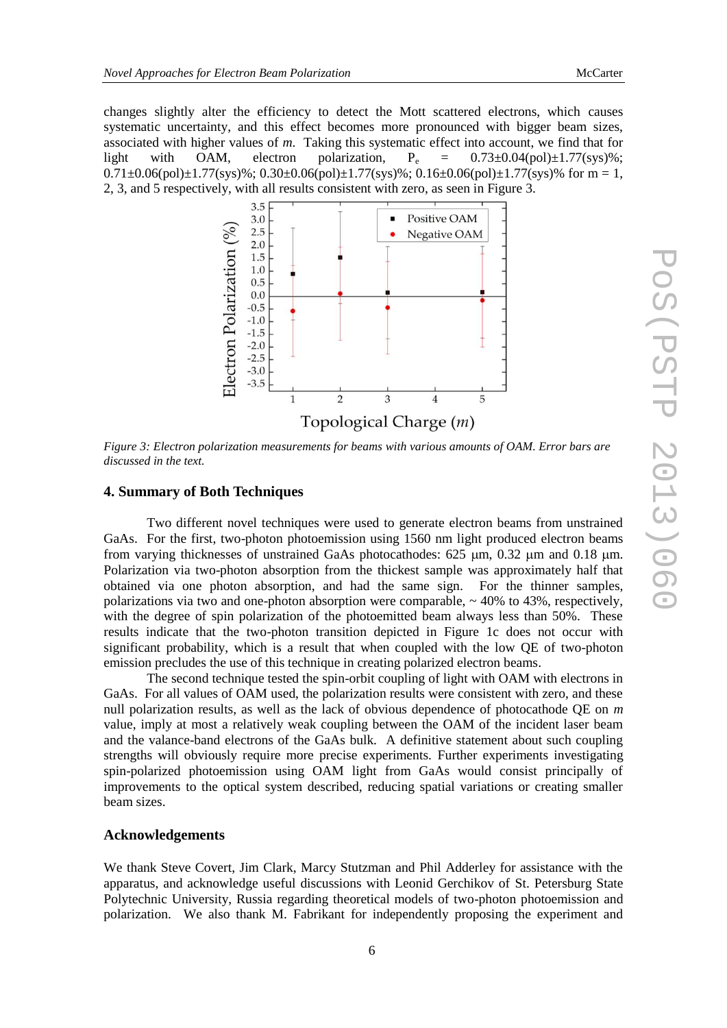changes slightly alter the efficiency to detect the Mott scattered electrons, which causes systematic uncertainty, and this effect becomes more pronounced with bigger beam sizes, associated with higher values of *m*. Taking this systematic effect into account, we find that for light with OAM, electron polarization, $P_e$ = 0.73±0.04(pol)±1.77(sys)%; 0.71±0.06(pol)±1.77(sys)%; 0.30±0.06(pol)±1.77(sys)%; 0.16±0.06(pol)±1.77(sys)% for m = 1, 2, 3, and 5 respectively, with all results consistent with zero, as seen in Figure 3.

*Figure 3: Electron polarization measurements for beams with various amounts of OAM. Error bars are discussed in the text.*

## 4. Summary of Both Techniques

Two different novel techniques were used to generate electron beams from unstrained GaAs. For the first, two-photon photoemission using 1560 nm light produced electron beams from varying thicknesses of unstrained GaAs photocathodes: 625 μm, 0.32 μm and 0.18 μm. Polarization via two-photon absorption from the thickest sample was approximately half that obtained via one photon absorption, and had the same sign. For the thinner samples, polarizations via two and one-photon absorption were comparable, ~ 40% to 43%, respectively, with the degree of spin polarization of the photoemitted beam always less than 50%. These results indicate that the two-photon transition depicted in Figure 1c does not occur with significant probability, which is a result that when coupled with the low QE of two-photon emission precludes the use of this technique in creating polarized electron beams.

The second technique tested the spin-orbit coupling of light with OAM with electrons in GaAs. For all values of OAM used, the polarization results were consistent with zero, and these null polarization results, as well as the lack of obvious dependence of photocathode QE on *m* value, imply at most a relatively weak coupling between the OAM of the incident laser beam and the valance-band electrons of the GaAs bulk. A definitive statement about such coupling strengths will obviously require more precise experiments. Further experiments investigating spin-polarized photoemission using OAM light from GaAs would consist principally of improvements to the optical system described, reducing spatial variations or creating smaller beam sizes.

## Acknowledgements

We thank Steve Covert, Jim Clark, Marcy Stutzman and Phil Adderley for assistance with the apparatus, and acknowledge useful discussions with Leonid Gerchikov of St. Petersburg State Polytechnic University, Russia regarding theoretical models of two-photon photoemission and polarization. We also thank M. Fabrikant for independently proposing the experiment and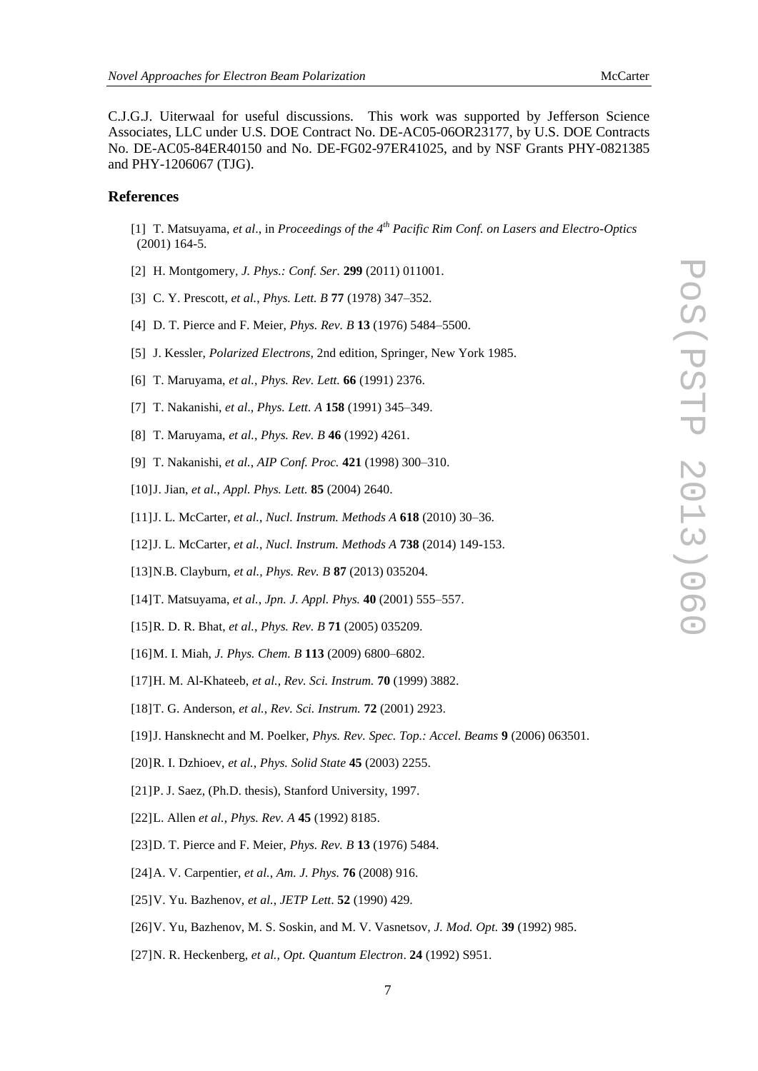C.J.G.J. Uiterwaal for useful discussions. This work was supported by Jefferson Science Associates, LLC under U.S. DOE Contract No. DE-AC05-06OR23177, by U.S. DOE Contracts No. DE-AC05-84ER40150 and No. DE-FG02-97ER41025, and by NSF Grants PHY-0821385 and PHY-1206067 (TJG).

## References

[1] T. Matsuyama, *et al*., in *Proceedings of the 4th Pacific Rim Conf. on Lasers and Electro-Optics* (2001) 164-5.

[2] H. Montgomery, *J. Phys.: Conf. Ser.* **299** (2011) 011001.

[3] C. Y. Prescott, *et al.*, *Phys. Lett. B* **77** (1978) 347–352.

[4] D. T. Pierce and F. Meier, *Phys. Rev. B* **13** (1976) 5484–5500.

[5] J. Kessler, *Polarized Electrons*, 2nd edition, Springer, New York 1985.

[6] T. Maruyama, *et al.*, *Phys. Rev. Lett.* **66** (1991) 2376.

[7] T. Nakanishi, *et al.*, *Phys. Lett. A* **158** (1991) 345–349.

[8] T. Maruyama, *et al.*, *Phys. Rev. B* **46** (1992) 4261.

[9] T. Nakanishi, *et al.*, *AIP Conf. Proc.* **421** (1998) 300–310.

[10] J. Jian, *et al.*, *Appl. Phys. Lett.* **85** (2004) 2640.

[11] J. L. McCarter, *et al.*, *Nucl. Instrum. Methods A* **618** (2010) 30–36.

[12] J. L. McCarter, *et al.*, *Nucl. Instrum. Methods A* **738** (2014) 149-153.

[13] N.B. Clayburn, *et al., Phys. Rev. B* **87** (2013) 035204.

[14] T. Matsuyama, *et al.*, *Jpn. J. Appl. Phys.* **40** (2001) 555–557.

[15] R. D. R. Bhat, *et al.*, *Phys. Rev. B* **71** (2005) 035209.

[16] M. I. Miah, *J. Phys. Chem. B* **113** (2009) 6800–6802.

[17] H. M. Al-Khateeb, *et al.*, *Rev. Sci. Instrum.* **70** (1999) 3882.

[18] T. G. Anderson, *et al.*, *Rev. Sci. Instrum.* **72** (2001) 2923.

[19] J. Hansknecht and M. Poelker, *Phys. Rev. Spec. Top.: Accel. Beams* **9** (2006) 063501.

[20] R. I. Dzhioev, *et al., Phys. Solid State* **45** (2003) 2255.

[21] P. J. Saez, (Ph.D. thesis), Stanford University, 1997.

[22] L. Allen *et al.*, *Phys. Rev. A* **45** (1992) 8185.

[23] D. T. Pierce and F. Meier, *Phys. Rev. B* **13** (1976) 5484.

[24] A. V. Carpentier, *et al.*, *Am. J. Phys.* **76** (2008) 916.

[25] V. Yu. Bazhenov, *et al.*, *JETP Lett*. **52** (1990) 429.

[26] V. Yu, Bazhenov, M. S. Soskin, and M. V. Vasnetsov, *J. Mod. Opt.* **39** (1992) 985.

[27] N. R. Heckenberg, *et al.*, *Opt. Quantum Electron*. **24** (1992) S951.